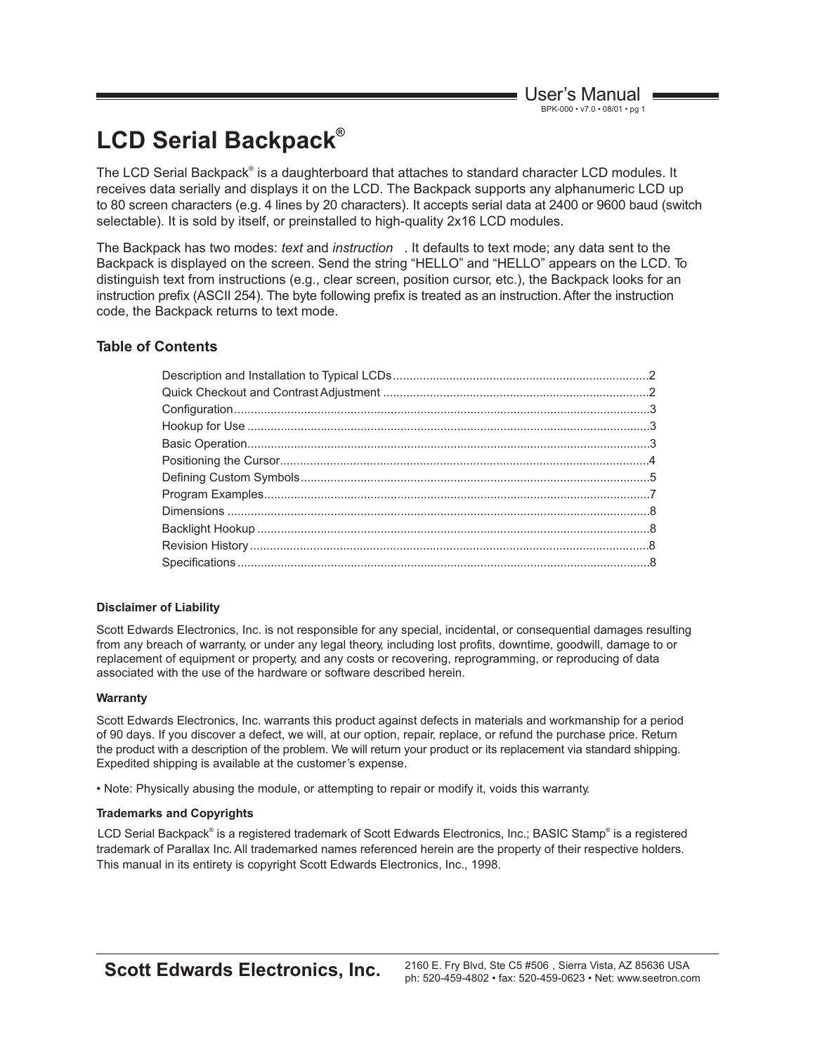# LCD Serial Backpack®

The LCD Serial Backpack® is a daughterboard that attaches to standard character LCD modules. It receives data serially and displays it on the LCD. The Backpack supports any alphanumeric LCD up to 80 screen characters (e.g. 4 lines by 20 characters). It accepts serial data at 2400 or 9600 baud (switch selectable). It is sold by itself, or preinstalled to high-quality 2x16 LCD modules.

The Backpack has two modes: *text* and *instruction*. It defaults to text mode; any data sent to the Backpack is displayed on the screen. Send the string "HELLO" and "HELLO" appears on the LCD. To distinguish text from instructions (e.g., clear screen, position cursor, etc.), the Backpack looks for an instruction prefix (ASCII 254). The byte following prefix is treated as an instruction. After the instruction code, the Backpack returns to text mode.

### Table of Contents

- Description and Installation to Typical LCDs ........ 2
- Quick Checkout and Contrast Adjustment ........ 2
- Configuration ........ 3
- Hookup for Use ........ 3
- Basic Operation ........ 3
- Positioning the Cursor ........ 4
- Defining Custom Symbols ........ 5
- Program Examples ........ 7
- Dimensions ........ 8
- Backlight Hookup ........ 8
- Revision History ........ 8
- Specifications ........ 8

#### Disclaimer of Liability

Scott Edwards Electronics, Inc. is not responsible for any special, incidental, or consequential damages resulting from any breach of warranty, or under any legal theory, including lost profits, downtime, goodwill, damage to or replacement of equipment or property, and any costs or recovering, reprogramming, or reproducing of data associated with the use of the hardware or software described herein.

#### Warranty

Scott Edwards Electronics, Inc. warrants this product against defects in materials and workmanship for a period of 90 days. If you discover a defect, we will, at our option, repair, replace, or refund the purchase price. Return the product with a description of the problem. We will return your product or its replacement via standard shipping. Expedited shipping is available at the customer's expense.

• Note: Physically abusing the module, or attempting to repair or modify it, voids this warranty.

#### Trademarks and Copyrights

LCD Serial Backpack® is a registered trademark of Scott Edwards Electronics, Inc.; BASIC Stamp® is a registered trademark of Parallax Inc. All trademarked names referenced herein are the property of their respective holders. This manual in its entirety is copyright Scott Edwards Electronics, Inc., 1998.

**Scott Edwards Electronics, Inc.** 2160 E. Fry Blvd, Ste C5 #506 , Sierra Vista, AZ 85636 USA
ph: 520-459-4802 • fax: 520-459-0623 • Net: www.seetron.com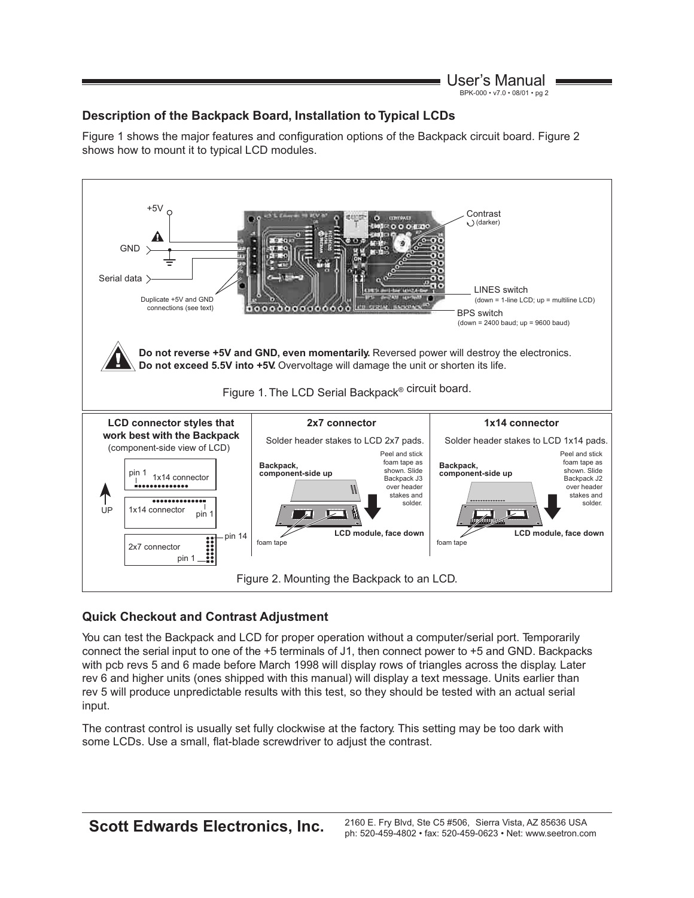## Description of the Backpack Board, Installation to Typical LCDs

Figure 1 shows the major features and configuration options of the Backpack circuit board. Figure 2 shows how to mount it to typical LCD modules.

+5V

GND

Serial data

Duplicate +5V and GND connections (see text)

Contrast (darker)

LINES switch (down = 1-line LCD; up = multiline LCD)

BPS switch (down = 2400 baud; up = 9600 baud)

**Do not reverse +5V and GND, even momentarily.** Reversed power will destroy the electronics. **Do not exceed 5.5V into +5V.** Overvoltage will damage the unit or shorten its life.

Figure 1. The LCD Serial Backpack® circuit board.

**LCD connector styles that work best with the Backpack** (component-side view of LCD)

UP

pin 1 1x14 connector

1x14 connector pin 1

2x7 connector pin 1 pin 14

**2x7 connector**

Solder header stakes to LCD 2x7 pads.

**Backpack, component-side up**

Peel and stick foam tape as shown. Slide Backpack J3 over header stakes and solder.

foam tape

**LCD module, face down**

**1x14 connector**

Solder header stakes to LCD 1x14 pads.

**Backpack, component-side up**

Peel and stick foam tape as shown. Slide Backpack J2 over header stakes and solder.

foam tape

**LCD module, face down**

Figure 2. Mounting the Backpack to an LCD.

## Quick Checkout and Contrast Adjustment

You can test the Backpack and LCD for proper operation without a computer/serial port. Temporarily connect the serial input to one of the +5 terminals of J1, then connect power to +5 and GND. Backpacks with pcb revs 5 and 6 made before March 1998 will display rows of triangles across the display. Later rev 6 and higher units (ones shipped with this manual) will display a text message. Units earlier than rev 5 will produce unpredictable results with this test, so they should be tested with an actual serial input.

The contrast control is usually set fully clockwise at the factory. This setting may be too dark with some LCDs. Use a small, flat-blade screwdriver to adjust the contrast.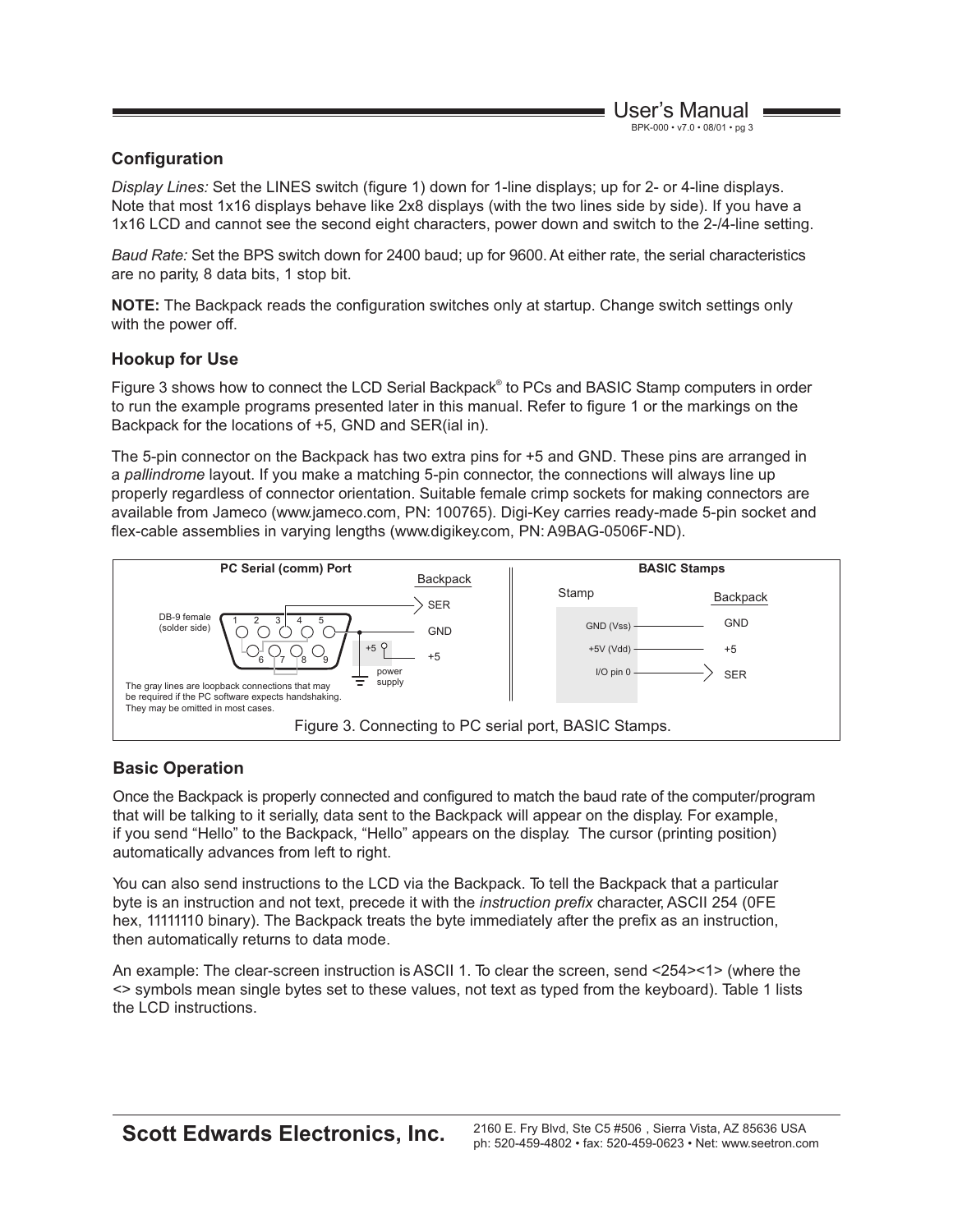## Configuration

*Display Lines:* Set the LINES switch (figure 1) down for 1-line displays; up for 2- or 4-line displays. Note that most 1x16 displays behave like 2x8 displays (with the two lines side by side). If you have a 1x16 LCD and cannot see the second eight characters, power down and switch to the 2-/4-line setting.

*Baud Rate:* Set the BPS switch down for 2400 baud; up for 9600. At either rate, the serial characteristics are no parity, 8 data bits, 1 stop bit.

**NOTE:** The Backpack reads the configuration switches only at startup. Change switch settings only with the power off.

## Hookup for Use

Figure 3 shows how to connect the LCD Serial Backpack® to PCs and BASIC Stamp computers in order to run the example programs presented later in this manual. Refer to figure 1 or the markings on the Backpack for the locations of +5, GND and SER(ial in).

The 5-pin connector on the Backpack has two extra pins for +5 and GND. These pins are arranged in a *pallindrome* layout. If you make a matching 5-pin connector, the connections will always line up properly regardless of connector orientation. Suitable female crimp sockets for making connectors are available from Jameco (www.jameco.com, PN: 100765). Digi-Key carries ready-made 5-pin socket and flex-cable assemblies in varying lengths (www.digikey.com, PN: A9BAG-0506F-ND).

**PC Serial (comm) Port**

DB-9 female (solder side) — pins 1–9; Backpack: SER, GND, +5; +5 power supply

The gray lines are loopback connections that may be required if the PC software expects handshaking. They may be omitted in most cases.

**BASIC Stamps**

| Stamp | Backpack |
|---|---|
| GND (Vss) | GND |
| +5V (Vdd) | +5 |
| I/O pin 0 | SER |

Figure 3. Connecting to PC serial port, BASIC Stamps.

## Basic Operation

Once the Backpack is properly connected and configured to match the baud rate of the computer/program that will be talking to it serially, data sent to the Backpack will appear on the display. For example, if you send "Hello" to the Backpack, "Hello" appears on the display. The cursor (printing position) automatically advances from left to right.

You can also send instructions to the LCD via the Backpack. To tell the Backpack that a particular byte is an instruction and not text, precede it with the *instruction prefix* character, ASCII 254 (0FE hex, 11111110 binary). The Backpack treats the byte immediately after the prefix as an instruction, then automatically returns to data mode.

An example: The clear-screen instruction is ASCII 1. To clear the screen, send <254><1> (where the <> symbols mean single bytes set to these values, not text as typed from the keyboard). Table 1 lists the LCD instructions.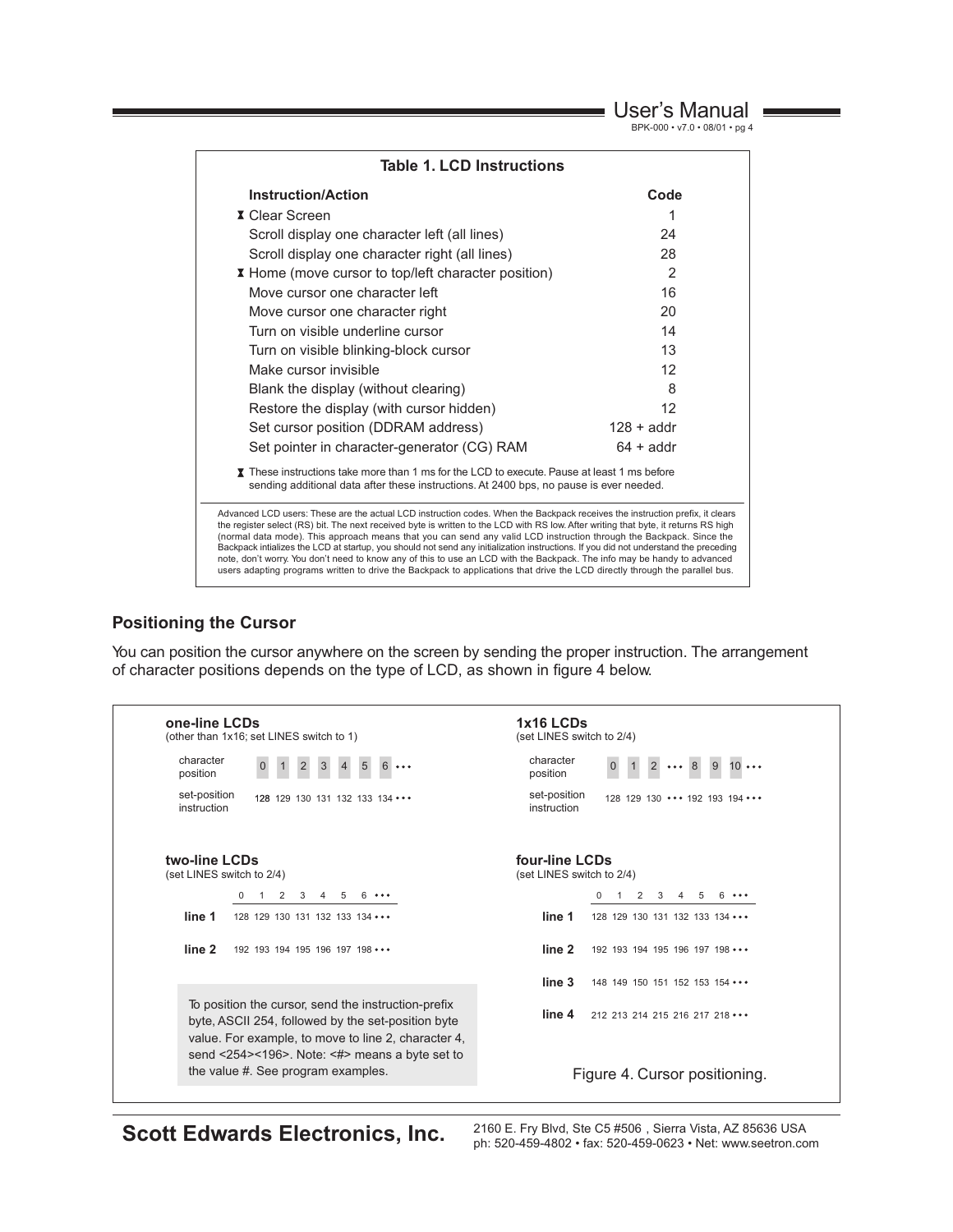**Table 1. LCD Instructions**

| Instruction/Action | Code |
|---|---|
| ⧗ Clear Screen | 1 |
| Scroll display one character left (all lines) | 24 |
| Scroll display one character right (all lines) | 28 |
| ⧗ Home (move cursor to top/left character position) | 2 |
| Move cursor one character left | 16 |
| Move cursor one character right | 20 |
| Turn on visible underline cursor | 14 |
| Turn on visible blinking-block cursor | 13 |
| Make cursor invisible | 12 |
| Blank the display (without clearing) | 8 |
| Restore the display (with cursor hidden) | 12 |
| Set cursor position (DDRAM address) | 128 + addr |
| Set pointer in character-generator (CG) RAM | 64 + addr |

⧗ These instructions take more than 1 ms for the LCD to execute. Pause at least 1 ms before sending additional data after these instructions. At 2400 bps, no pause is ever needed.

Advanced LCD users: These are the actual LCD instruction codes. When the Backpack receives the instruction prefix, it clears the register select (RS) bit. The next received byte is written to the LCD with RS low. After writing that byte, it returns RS high (normal data mode). This approach means that you can send any valid LCD instruction through the Backpack. Since the Backpack intializes the LCD at startup, you should not send any initialization instructions. If you did not understand the preceding note, don't worry. You don't need to know any of this to use an LCD with the Backpack. The info may be handy to advanced users adapting programs written to drive the Backpack to applications that drive the LCD directly through the parallel bus.

## Positioning the Cursor

You can position the cursor anywhere on the screen by sending the proper instruction. The arrangement of character positions depends on the type of LCD, as shown in figure 4 below.

**one-line LCDs**
(other than 1x16; set LINES switch to 1)

| | | | | | | | | |
|---|---|---|---|---|---|---|---|---|
| character position | 0 | 1 | 2 | 3 | 4 | 5 | 6 | • • • |
| set-position instruction | 128 | 129 | 130 | 131 | 132 | 133 | 134 | • • • |

**1x16 LCDs**
(set LINES switch to 2/4)

| | | | | | | | | |
|---|---|---|---|---|---|---|---|---|
| character position | 0 | 1 | 2 | • • • | 8 | 9 | 10 | • • • |
| set-position instruction | 128 | 129 | 130 | • • • | 192 | 193 | 194 | • • • |

**two-line LCDs**
(set LINES switch to 2/4)

| | 0 | 1 | 2 | 3 | 4 | 5 | 6 | • • • |
|---|---|---|---|---|---|---|---|---|
| **line 1** | 128 | 129 | 130 | 131 | 132 | 133 | 134 | • • • |
| **line 2** | 192 | 193 | 194 | 195 | 196 | 197 | 198 | • • • |

**four-line LCDs**
(set LINES switch to 2/4)

| | 0 | 1 | 2 | 3 | 4 | 5 | 6 | • • • |
|---|---|---|---|---|---|---|---|---|
| **line 1** | 128 | 129 | 130 | 131 | 132 | 133 | 134 | • • • |
| **line 2** | 192 | 193 | 194 | 195 | 196 | 197 | 198 | • • • |
| **line 3** | 148 | 149 | 150 | 151 | 152 | 153 | 154 | • • • |
| **line 4** | 212 | 213 | 214 | 215 | 216 | 217 | 218 | • • • |

To position the cursor, send the instruction-prefix byte, ASCII 254, followed by the set-position byte value. For example, to move to line 2, character 4, send <254><196>. Note: <#> means a byte set to the value #. See program examples.

Figure 4. Cursor positioning.

**Scott Edwards Electronics, Inc.** 2160 E. Fry Blvd, Ste C5 #506 , Sierra Vista, AZ 85636 USA
ph: 520-459-4802 • fax: 520-459-0623 • Net: www.seetron.com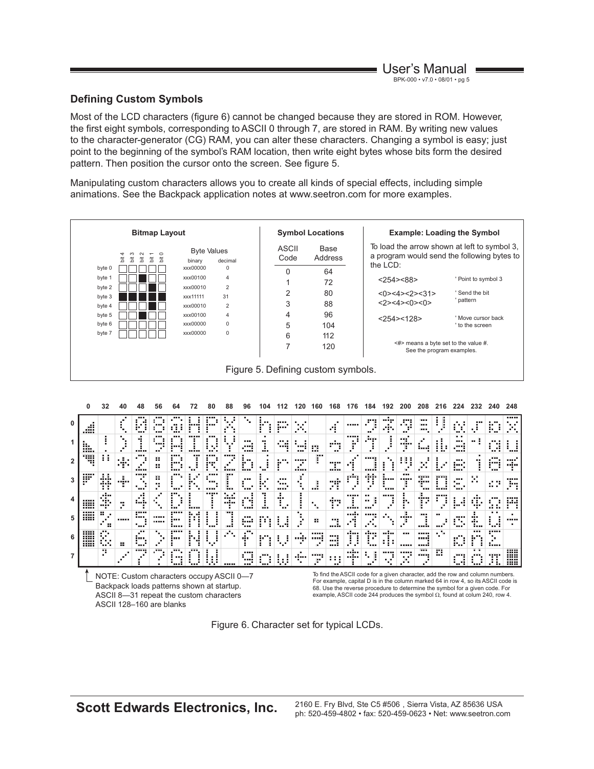## Defining Custom Symbols

Most of the LCD characters (figure 6) cannot be changed because they are stored in ROM. However, the first eight symbols, corresponding to ASCII 0 through 7, are stored in RAM. By writing new values to the character-generator (CG) RAM, you can alter these characters. Changing a symbol is easy; just point to the beginning of the symbol's RAM location, then write eight bytes whose bits form the desired pattern. Then position the cursor onto the screen. See figure 5.

Manipulating custom characters allows you to create all kinds of special effects, including simple animations. See the Backpack application notes at www.seetron.com for more examples.

**Bitmap Layout**

| | bit 4 | bit 3 | bit 2 | bit 1 | bit 0 | Byte Values binary | decimal |
|---|---|---|---|---|---|---|---|
| byte 0 | | | | | | xxx00000 | 0 |
| byte 1 | | | ■ | | | xxx00100 | 4 |
| byte 2 | | | | ■ | | xxx00010 | 2 |
| byte 3 | ■ | ■ | ■ | ■ | ■ | xxx11111 | 31 |
| byte 4 | | | | ■ | | xxx00010 | 2 |
| byte 5 | | | ■ | | | xxx00100 | 4 |
| byte 6 | | | | | | xxx00000 | 0 |
| byte 7 | | | | | | xxx00000 | 0 |

**Symbol Locations**

| ASCII Code | Base Address |
|---|---|
| 0 | 64 |
| 1 | 72 |
| 2 | 80 |
| 3 | 88 |
| 4 | 96 |
| 5 | 104 |
| 6 | 112 |
| 7 | 120 |

**Example: Loading the Symbol**

To load the arrow shown at left to symbol 3, a program would send the following bytes to the LCD:

```
<254><88>                       ' Point to symbol 3
<0><4><2><31><2><4><0><0>       ' Send the bit pattern
<254><128>                      ' Move cursor back to the screen
```

<#> means a byte set to the value #. See the program examples.

Figure 5. Defining custom symbols.

NOTE: Custom characters occupy ASCII 0—7. Backpack loads patterns shown at startup. ASCII 8—31 repeat the custom characters. ASCII 128–160 are blanks

To find the ASCII code for a given character, add the row and column numbers. For example, capital D is in the column marked 64 in row 4, so its ASCII code is 68. Use the reverse procedure to determine the symbol for a given code. For example, ASCII code 244 produces the symbol Ω, found at colum 240, row 4.

Figure 6. Character set for typical LCDs.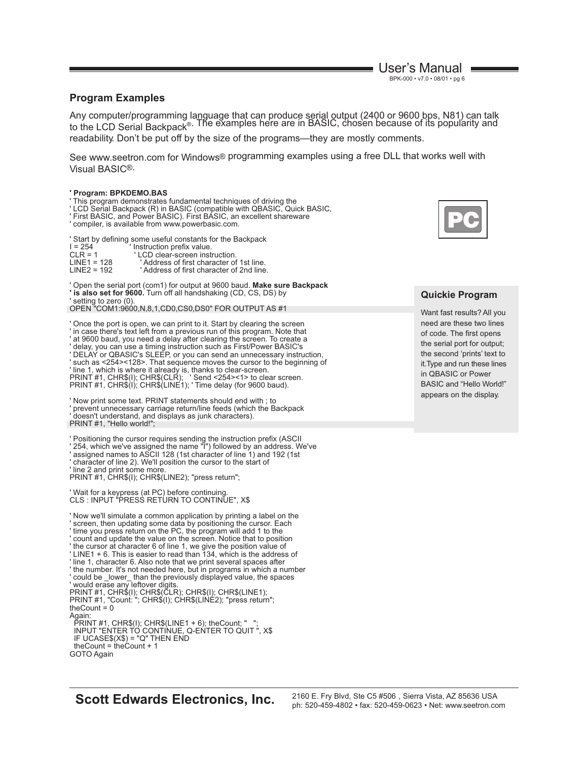## Program Examples

Any computer/programming language that can produce serial output (2400 or 9600 bps, N81) can talk to the LCD Serial Backpack®. The examples here are in BASIC, chosen because of its popularity and readability. Don't be put off by the size of the programs—they are mostly comments.

See www.seetron.com for Windows® programming examples using a free DLL that works well with Visual BASIC®.

```
' Program: BPKDEMO.BAS
' This program demonstrates fundamental techniques of driving the
' LCD Serial Backpack (R) in BASIC (compatible with QBASIC, Quick BASIC,
' First BASIC, and Power BASIC). First BASIC, an excellent shareware
' compiler, is available from www.powerbasic.com.

' Start by defining some useful constants for the Backpack
I = 254            ' Instruction prefix value.
CLR = 1            ' LCD clear-screen instruction.
LINE1 = 128        ' Address of first character of 1st line.
LINE2 = 192        ' Address of first character of 2nd line.

' Open the serial port (com1) for output at 9600 baud. Make sure Backpack
' is also set for 9600. Turn off all handshaking (CD, CS, DS) by
' setting to zero (0).
OPEN "COM1:9600,N,8,1,CD0,CS0,DS0" FOR OUTPUT AS #1

' Once the port is open, we can print to it. Start by clearing the screen
' in case there's text left from a previous run of this program. Note that
' at 9600 baud, you need a delay after clearing the screen. To create a
' delay, you can use a timing instruction such as First/Power BASIC's
' DELAY or QBASIC's SLEEP, or you can send an unnecessary instruction,
' such as <254><128>. That sequence moves the cursor to the beginning of
' line 1, which is where it already is, thanks to clear-screen.
PRINT #1, CHR$(I); CHR$(CLR);   ' Send <254><1> to clear screen.
PRINT #1, CHR$(I); CHR$(LINE1); ' Time delay (for 9600 baud).

' Now print some text. PRINT statements should end with ; to
' prevent unnecessary carriage return/line feeds (which the Backpack
' doesn't understand, and displays as junk characters).
PRINT #1, "Hello world!";

' Positioning the cursor requires sending the instruction prefix (ASCII
' 254, which we've assigned the name "I") followed by an address. We've
' assigned names to ASCII 128 (1st character of line 1) and 192 (1st
' character of line 2). We'll position the cursor to the start of
' line 2 and print some more.
PRINT #1, CHR$(I); CHR$(LINE2); "press return";

' Wait for a keypress (at PC) before continuing.
CLS : INPUT "PRESS RETURN TO CONTINUE", X$

' Now we'll simulate a common application by printing a label on the
' screen, then updating some data by positioning the cursor. Each
' time you press return on the PC, the program will add 1 to the
' count and update the value on the screen. Notice that to position
' the cursor at character 6 of line 1, we give the position value of
' LINE1 + 6. This is easier to read than 134, which is the address of
' line 1, character 6. Also note that we print several spaces after
' the number. It's not needed here, but in programs in which a number
' could be _lower_ than the previously displayed value, the spaces
' would erase any leftover digits.
PRINT #1, CHR$(I); CHR$(CLR); CHR$(I); CHR$(LINE1);
PRINT #1, "Count: "; CHR$(I); CHR$(LINE2); "press return";
theCount = 0
Again:
  PRINT #1, CHR$(I); CHR$(LINE1 + 6); theCount; "   ";
  INPUT "ENTER TO CONTINUE, Q-ENTER TO QUIT ", X$
  IF UCASE$(X$) = "Q" THEN END
  theCount = theCount + 1
GOTO Again
```

PC

### Quickie Program

Want fast results? All you need are these two lines of code. The first opens the serial port for output; the second 'prints' text to it. Type and run these lines in QBASIC or Power BASIC and "Hello World!" appears on the display.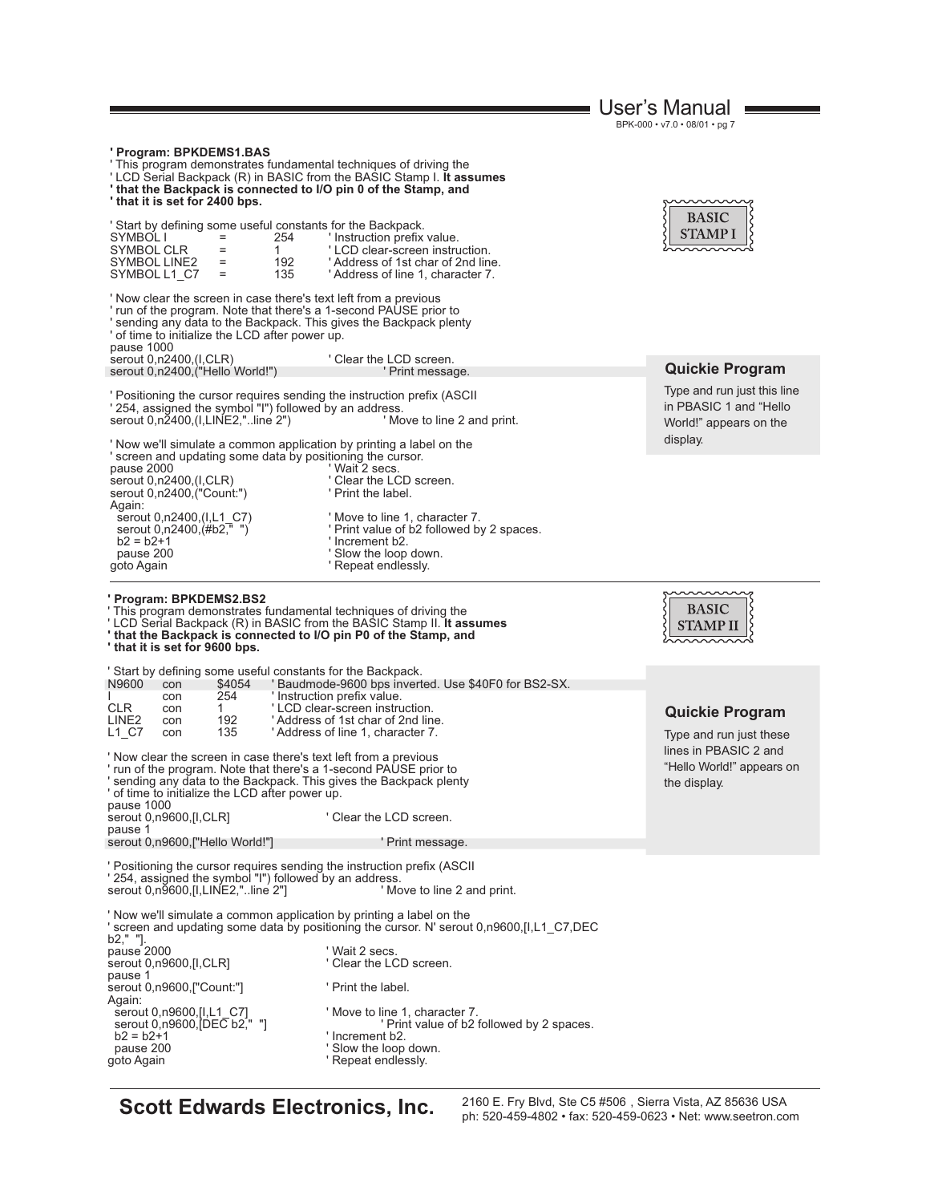```
' Program: BPKDEMS1.BAS
' This program demonstrates fundamental techniques of driving the
' LCD Serial Backpack (R) in BASIC from the BASIC Stamp I. It assumes
' that the Backpack is connected to I/O pin 0 of the Stamp, and
' that it is set for 2400 bps.

' Start by defining some useful constants for the Backpack.
SYMBOL I        =   254     ' Instruction prefix value.
SYMBOL CLR      =   1       ' LCD clear-screen instruction.
SYMBOL LINE2    =   192     ' Address of 1st char of 2nd line.
SYMBOL L1_C7    =   135     ' Address of line 1, character 7.

' Now clear the screen in case there's text left from a previous
' run of the program. Note that there's a 1-second PAUSE prior to
' sending any data to the Backpack. This gives the Backpack plenty
' of time to initialize the LCD after power up.
pause 1000
serout 0,n2400,(I,CLR)              ' Clear the LCD screen.
serout 0,n2400,("Hello World!")         ' Print message.

' Positioning the cursor requires sending the instruction prefix (ASCII
' 254, assigned the symbol "I") followed by an address.
serout 0,n2400,(I,LINE2,"..line 2")         ' Move to line 2 and print.

' Now we'll simulate a common application by printing a label on the
' screen and updating some data by positioning the cursor.
pause 2000                          ' Wait 2 secs.
serout 0,n2400,(I,CLR)              ' Clear the LCD screen.
serout 0,n2400,("Count:")           ' Print the label.
Again:
  serout 0,n2400,(I,L1_C7)          ' Move to line 1, character 7.
  serout 0,n2400,(#b2,"  ")         ' Print value of b2 followed by 2 spaces.
  b2 = b2+1                         ' Increment b2.
  pause 200                         ' Slow the loop down.
goto Again                          ' Repeat endlessly.
```

BASIC STAMP I

**Quickie Program**

Type and run just this line in PBASIC 1 and "Hello World!" appears on the display.

```
' Program: BPKDEMS2.BS2
' This program demonstrates fundamental techniques of driving the
' LCD Serial Backpack (R) in BASIC from the BASIC Stamp II. It assumes
' that the Backpack is connected to I/O pin P0 of the Stamp, and
' that it is set for 9600 bps.

' Start by defining some useful constants for the Backpack.
N9600   con   $4054   ' Baudmode-9600 bps inverted. Use $40F0 for BS2-SX.
I       con   254     ' Instruction prefix value.
CLR     con   1       ' LCD clear-screen instruction.
LINE2   con   192     ' Address of 1st char of 2nd line.
L1_C7   con   135     ' Address of line 1, character 7.

' Now clear the screen in case there's text left from a previous
' run of the program. Note that there's a 1-second PAUSE prior to
' sending any data to the Backpack. This gives the Backpack plenty
' of time to initialize the LCD after power up.
pause 1000
serout 0,n9600,[I,CLR]              ' Clear the LCD screen.
pause 1
serout 0,n9600,["Hello World!"]         ' Print message.

' Positioning the cursor requires sending the instruction prefix (ASCII
' 254, assigned the symbol "I") followed by an address.
serout 0,n9600,[I,LINE2,"..line 2"]         ' Move to line 2 and print.

' Now we'll simulate a common application by printing a label on the
' screen and updating some data by positioning the cursor. N' serout 0,n9600,[I,L1_C7,DEC
b2,"  "].
pause 2000                          ' Wait 2 secs.
serout 0,n9600,[I,CLR]              ' Clear the LCD screen.
pause 1
serout 0,n9600,["Count:"]           ' Print the label.
Again:
  serout 0,n9600,[I,L1_C7]          ' Move to line 1, character 7.
  serout 0,n9600,[DEC b2,"  "]          ' Print value of b2 followed by 2 spaces.
  b2 = b2+1                         ' Increment b2.
  pause 200                         ' Slow the loop down.
goto Again                          ' Repeat endlessly.
```

BASIC STAMP II

**Quickie Program**

Type and run just these lines in PBASIC 2 and "Hello World!" appears on the display.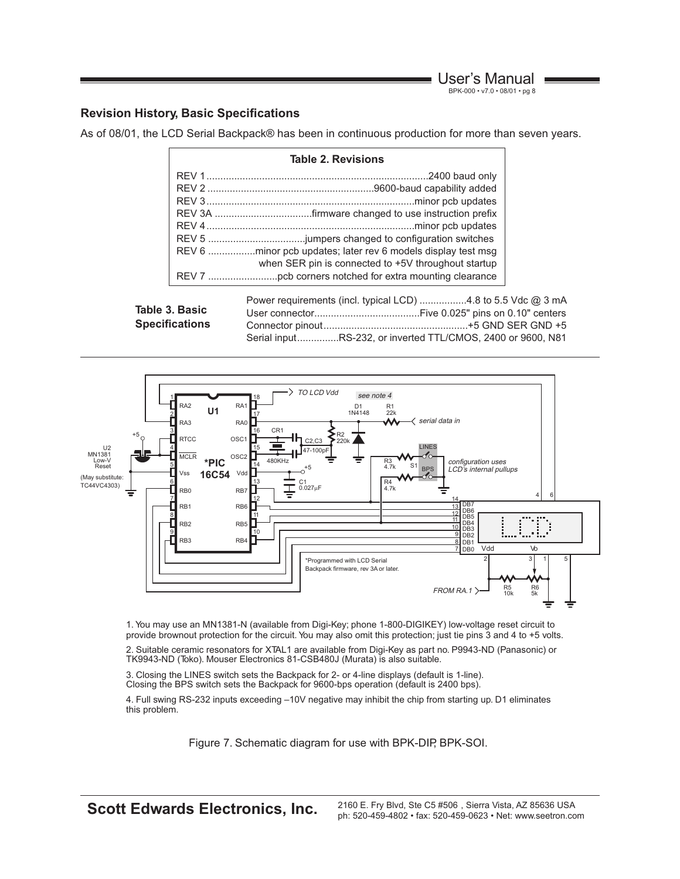## Revision History, Basic Specifications

As of 08/01, the LCD Serial Backpack® has been in continuous production for more than seven years.

**Table 2. Revisions**

| | |
|---|---|
| REV 1 | 2400 baud only |
| REV 2 | 9600-baud capability added |
| REV 3 | minor pcb updates |
| REV 3A | firmware changed to use instruction prefix |
| REV 4 | minor pcb updates |
| REV 5 | jumpers changed to configuration switches |
| REV 6 | minor pcb updates; later rev 6 models display test msg when SER pin is connected to +5V throughout startup |
| REV 7 | pcb corners notched for extra mounting clearance |

**Table 3. Basic Specifications**

| | |
|---|---|
| Power requirements (incl. typical LCD) | 4.8 to 5.5 Vdc @ 3 mA |
| User connector | Five 0.025" pins on 0.10" centers |
| Connector pinout | +5 GND SER GND +5 |
| Serial input | RS-232, or inverted TTL/CMOS, 2400 or 9600, N81 |

TO LCD Vdd
see note 4
D1 1N4148
R1 22k
serial data in
U1
RA2 RA3 RTCC MCLR Vss RB0 RB1 RB2 RB3
RA1 RA0 OSC1 OSC2 Vdd RB7 RB6 RB5 RB4
*PIC 16C54
CR1 480KHz
C2,C3 47-100pF
R2 220k
+5
C1 0.027µF
U2 MN1381 Low-V Reset
(May substitute: TC44VC4303)
R3 4.7k
R4 4.7k
S1
LINES
BPS
configuration uses LCD's internal pullups
DB7 DB6 DB5 DB4 DB3 DB2 DB1 DB0
Vdd Vo
R5 10k
R6 5k
FROM RA.1
*Programmed with LCD Serial Backpack firmware, rev 3A or later.

1. You may use an MN1381-N (available from Digi-Key; phone 1-800-DIGIKEY) low-voltage reset circuit to provide brownout protection for the circuit. You may also omit this protection; just tie pins 3 and 4 to +5 volts.

2. Suitable ceramic resonators for XTAL1 are available from Digi-Key as part no. P9943-ND (Panasonic) or TK9943-ND (Toko). Mouser Electronics 81-CSB480J (Murata) is also suitable.

3. Closing the LINES switch sets the Backpack for 2- or 4-line displays (default is 1-line). Closing the BPS switch sets the Backpack for 9600-bps operation (default is 2400 bps).

4. Full swing RS-232 inputs exceeding –10V negative may inhibit the chip from starting up. D1 eliminates this problem.

Figure 7. Schematic diagram for use with BPK-DIP, BPK-SOI.

**Scott Edwards Electronics, Inc.** 2160 E. Fry Blvd, Ste C5 #506 , Sierra Vista, AZ 85636 USA
ph: 520-459-4802 • fax: 520-459-0623 • Net: www.seetron.com